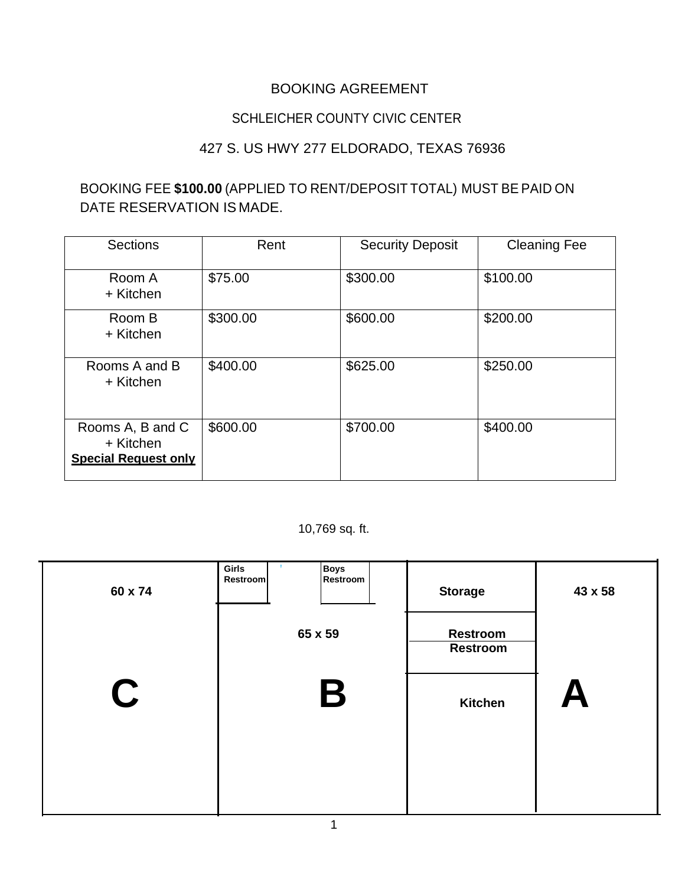BOOKING AGREEMENT

SCHLEICHER COUNTY CIVIC CENTER

427 S. US HWY 277 ELDORADO, TEXAS 76936

BOOKING FEE **$100.00** (APPLIED TO RENT/DEPOSIT TOTAL) MUST BE PAID ON DATE RESERVATION IS MADE.

| Sections | Rent | Security Deposit | Cleaning Fee |
|---|---|---|---|
| Room A + Kitchen | $75.00 | $300.00 | $100.00 |
| Room B + Kitchen | $300.00 | $600.00 | $200.00 |
| Rooms A and B + Kitchen | $400.00 | $625.00 | $250.00 |
| Rooms A, B and C + Kitchen **Special Request only** | $600.00 | $700.00 | $400.00 |

10,769 sq. ft.

| C | B | Storage / Restroom / Restroom / Kitchen | A |
|---|---|---|---|
| 60 x 74 | 65 x 59 (Girls Restroom, Boys Restroom) | | 43 x 58 |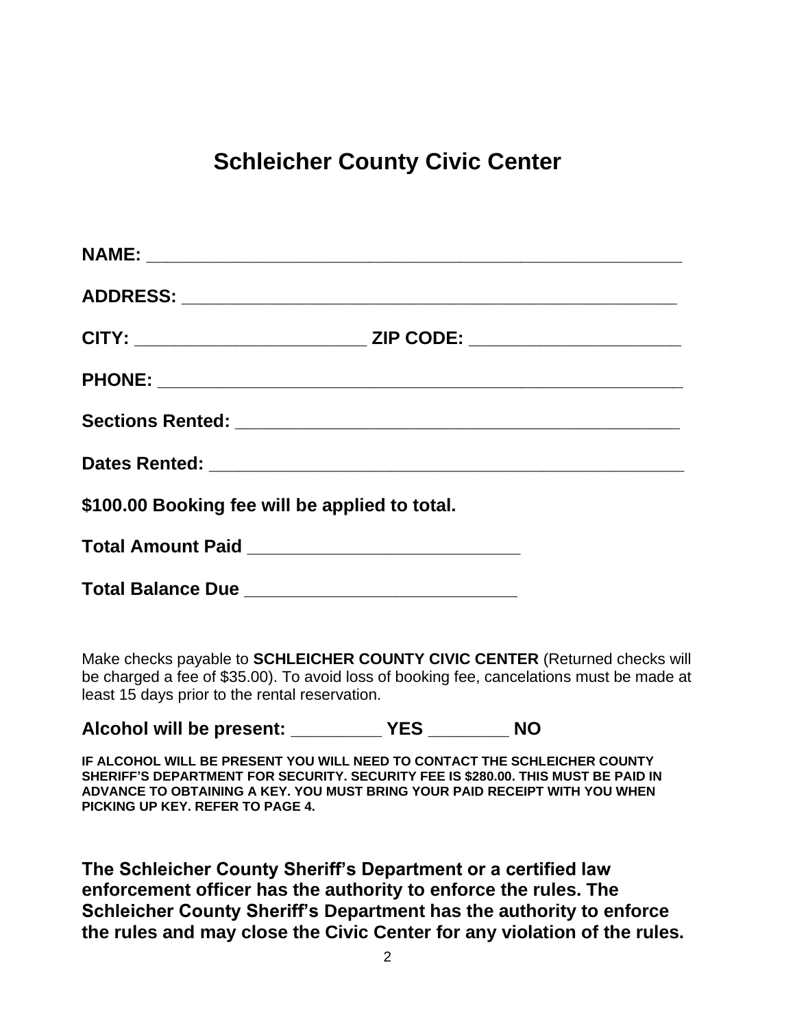# Schleicher County Civic Center

**NAME:** ______________________________________________________

**ADDRESS:** ___________________________________________________

**CITY:** ________________________ **ZIP CODE:** _____________________

**PHONE:** _____________________________________________________

**Sections Rented:** _____________________________________________

**Dates Rented:** ________________________________________________

**$100.00 Booking fee will be applied to total.**

**Total Amount Paid** ___________________________

**Total Balance Due** ___________________________

Make checks payable to **SCHLEICHER COUNTY CIVIC CENTER** (Returned checks will be charged a fee of $35.00). To avoid loss of booking fee, cancelations must be made at least 15 days prior to the rental reservation.

**Alcohol will be present:** _________ **YES** ________ **NO**

**IF ALCOHOL WILL BE PRESENT YOU WILL NEED TO CONTACT THE SCHLEICHER COUNTY SHERIFF'S DEPARTMENT FOR SECURITY. SECURITY FEE IS $280.00. THIS MUST BE PAID IN ADVANCE TO OBTAINING A KEY. YOU MUST BRING YOUR PAID RECEIPT WITH YOU WHEN PICKING UP KEY. REFER TO PAGE 4.**

**The Schleicher County Sheriff's Department or a certified law enforcement officer has the authority to enforce the rules. The Schleicher County Sheriff's Department has the authority to enforce the rules and may close the Civic Center for any violation of the rules.**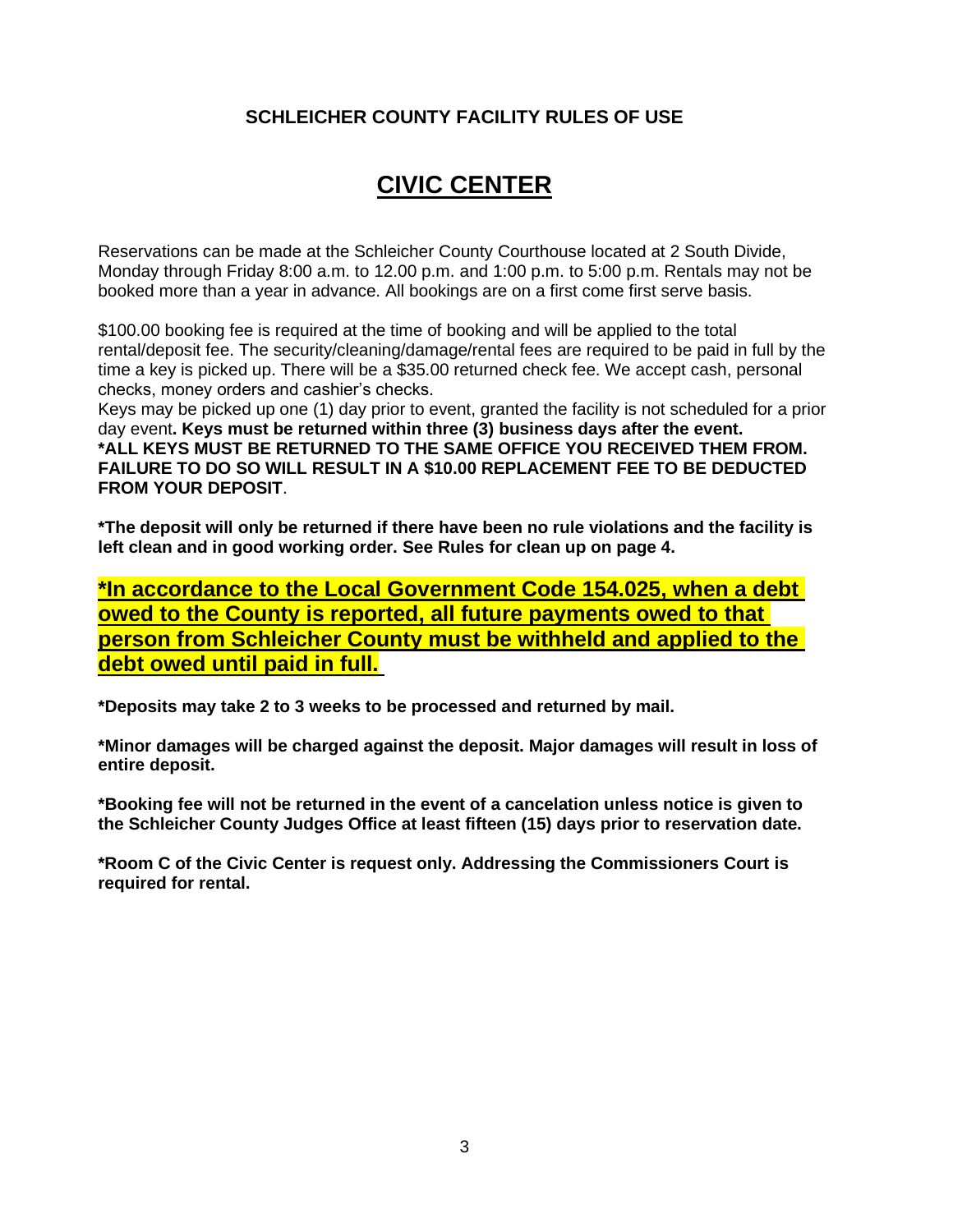**SCHLEICHER COUNTY FACILITY RULES OF USE**

# CIVIC CENTER

Reservations can be made at the Schleicher County Courthouse located at 2 South Divide, Monday through Friday 8:00 a.m. to 12.00 p.m. and 1:00 p.m. to 5:00 p.m. Rentals may not be booked more than a year in advance. All bookings are on a first come first serve basis.

$100.00 booking fee is required at the time of booking and will be applied to the total rental/deposit fee. The security/cleaning/damage/rental fees are required to be paid in full by the time a key is picked up. There will be a $35.00 returned check fee. We accept cash, personal checks, money orders and cashier's checks.
Keys may be picked up one (1) day prior to event, granted the facility is not scheduled for a prior day event**. Keys must be returned within three (3) business days after the event.**
**\*ALL KEYS MUST BE RETURNED TO THE SAME OFFICE YOU RECEIVED THEM FROM. FAILURE TO DO SO WILL RESULT IN A $10.00 REPLACEMENT FEE TO BE DEDUCTED FROM YOUR DEPOSIT**.

**\*The deposit will only be returned if there have been no rule violations and the facility is left clean and in good working order. See Rules for clean up on page 4.**

**\*In accordance to the Local Government Code 154.025, when a debt owed to the County is reported, all future payments owed to that person from Schleicher County must be withheld and applied to the debt owed until paid in full.**

**\*Deposits may take 2 to 3 weeks to be processed and returned by mail.**

**\*Minor damages will be charged against the deposit. Major damages will result in loss of entire deposit.**

**\*Booking fee will not be returned in the event of a cancelation unless notice is given to the Schleicher County Judges Office at least fifteen (15) days prior to reservation date.**

**\*Room C of the Civic Center is request only. Addressing the Commissioners Court is required for rental.**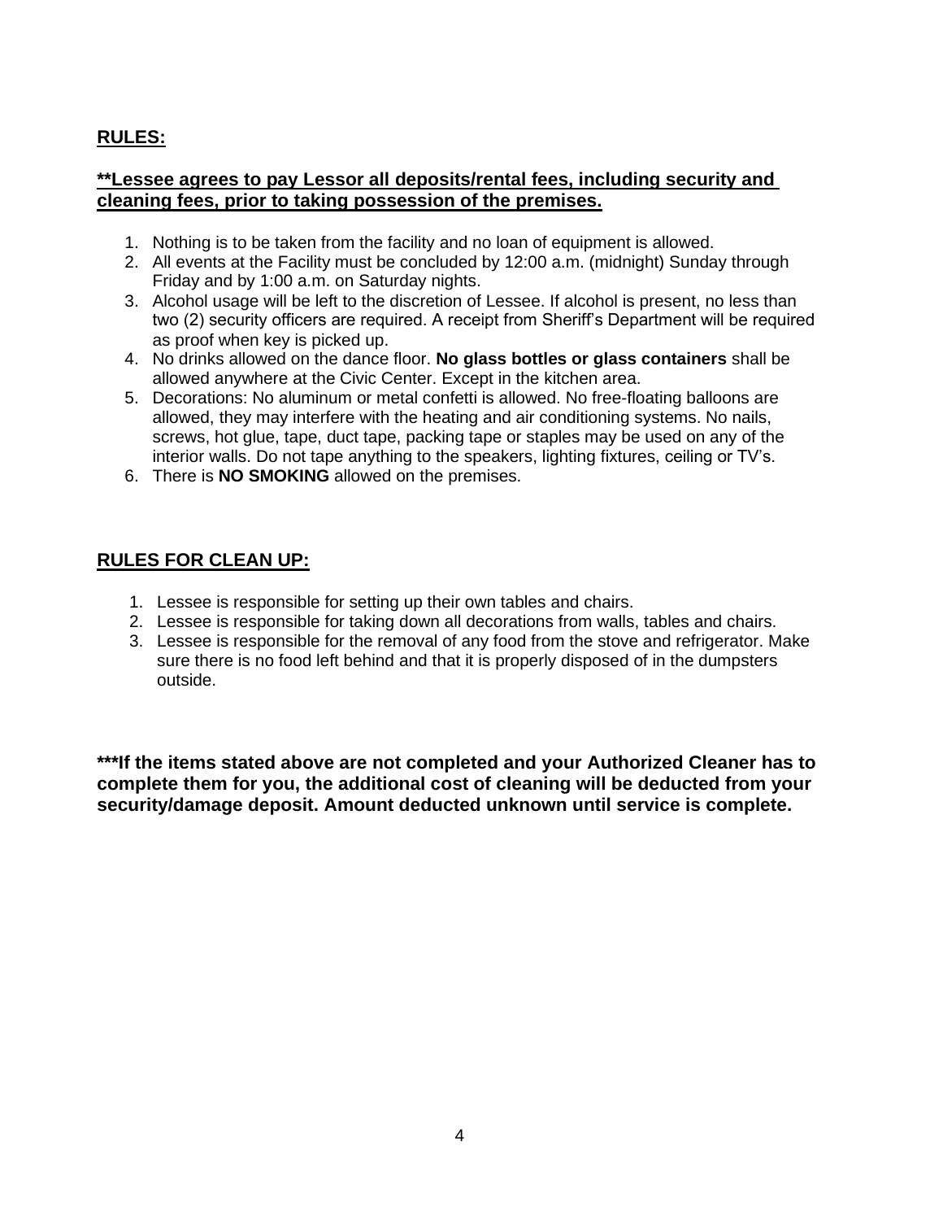## RULES:

**\*\*Lessee agrees to pay Lessor all deposits/rental fees, including security and cleaning fees, prior to taking possession of the premises.**

1. Nothing is to be taken from the facility and no loan of equipment is allowed.
2. All events at the Facility must be concluded by 12:00 a.m. (midnight) Sunday through Friday and by 1:00 a.m. on Saturday nights.
3. Alcohol usage will be left to the discretion of Lessee. If alcohol is present, no less than two (2) security officers are required. A receipt from Sheriff's Department will be required as proof when key is picked up.
4. No drinks allowed on the dance floor. **No glass bottles or glass containers** shall be allowed anywhere at the Civic Center. Except in the kitchen area.
5. Decorations: No aluminum or metal confetti is allowed. No free-floating balloons are allowed, they may interfere with the heating and air conditioning systems. No nails, screws, hot glue, tape, duct tape, packing tape or staples may be used on any of the interior walls. Do not tape anything to the speakers, lighting fixtures, ceiling or TV's.
6. There is **NO SMOKING** allowed on the premises.

## RULES FOR CLEAN UP:

1. Lessee is responsible for setting up their own tables and chairs.
2. Lessee is responsible for taking down all decorations from walls, tables and chairs.
3. Lessee is responsible for the removal of any food from the stove and refrigerator. Make sure there is no food left behind and that it is properly disposed of in the dumpsters outside.

**\*\*\*If the items stated above are not completed and your Authorized Cleaner has to complete them for you, the additional cost of cleaning will be deducted from your security/damage deposit. Amount deducted unknown until service is complete.**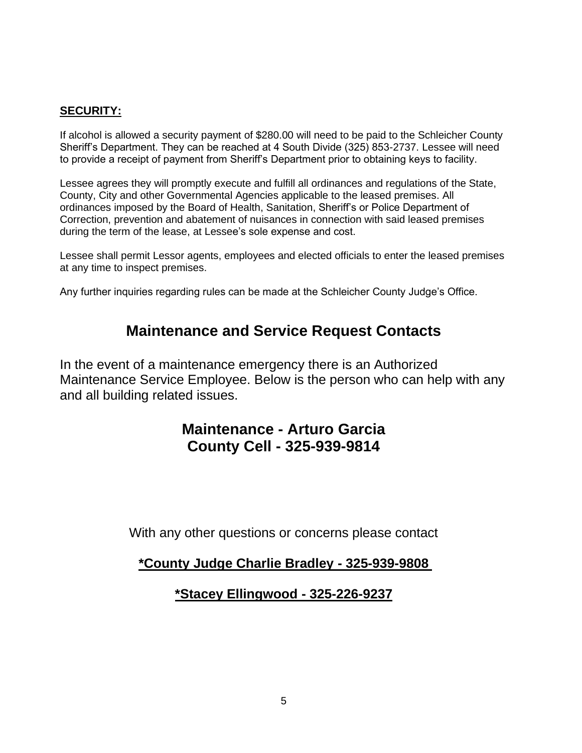**SECURITY:**

If alcohol is allowed a security payment of $280.00 will need to be paid to the Schleicher County Sheriff's Department. They can be reached at 4 South Divide (325) 853-2737. Lessee will need to provide a receipt of payment from Sheriff's Department prior to obtaining keys to facility.

Lessee agrees they will promptly execute and fulfill all ordinances and regulations of the State, County, City and other Governmental Agencies applicable to the leased premises. All ordinances imposed by the Board of Health, Sanitation, Sheriff's or Police Department of Correction, prevention and abatement of nuisances in connection with said leased premises during the term of the lease, at Lessee's sole expense and cost.

Lessee shall permit Lessor agents, employees and elected officials to enter the leased premises at any time to inspect premises.

Any further inquiries regarding rules can be made at the Schleicher County Judge's Office.

## Maintenance and Service Request Contacts

In the event of a maintenance emergency there is an Authorized Maintenance Service Employee. Below is the person who can help with any and all building related issues.

### Maintenance - Arturo Garcia
### County Cell - 325-939-9814

With any other questions or concerns please contact

**\*County Judge Charlie Bradley - 325-939-9808**

**\*Stacey Ellingwood - 325-226-9237**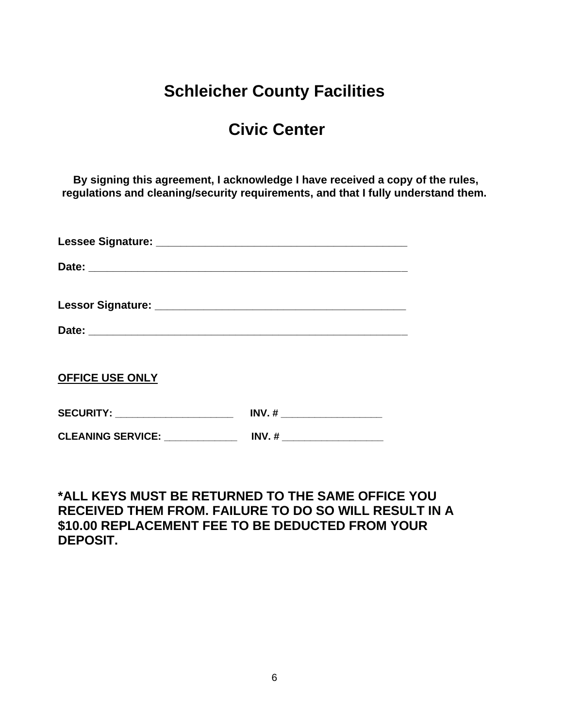# Schleicher County Facilities

# Civic Center

**By signing this agreement, I acknowledge I have received a copy of the rules, regulations and cleaning/security requirements, and that I fully understand them.**

**Lessee Signature:** ___________________________________________

**Date:** _______________________________________________________

**Lessor Signature:** ___________________________________________

**Date:** _______________________________________________________

**OFFICE USE ONLY**

**SECURITY:** ______________________ **INV. #** __________________

**CLEANING SERVICE:** _____________ **INV. #** __________________

**\*ALL KEYS MUST BE RETURNED TO THE SAME OFFICE YOU RECEIVED THEM FROM. FAILURE TO DO SO WILL RESULT IN A $10.00 REPLACEMENT FEE TO BE DEDUCTED FROM YOUR DEPOSIT.**